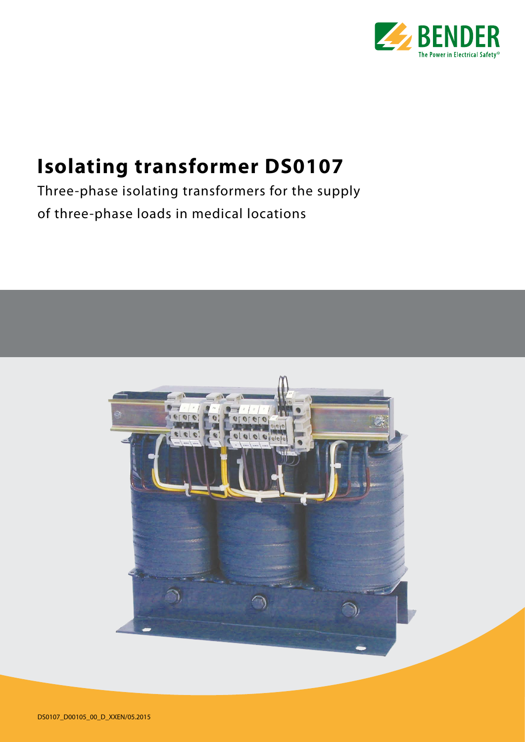# Isolating transformer DS0107

Three-phase isolating transformers for the supply of three-phase loads in medical locations

DS0107_D00105_00_D_XXEN/05.2015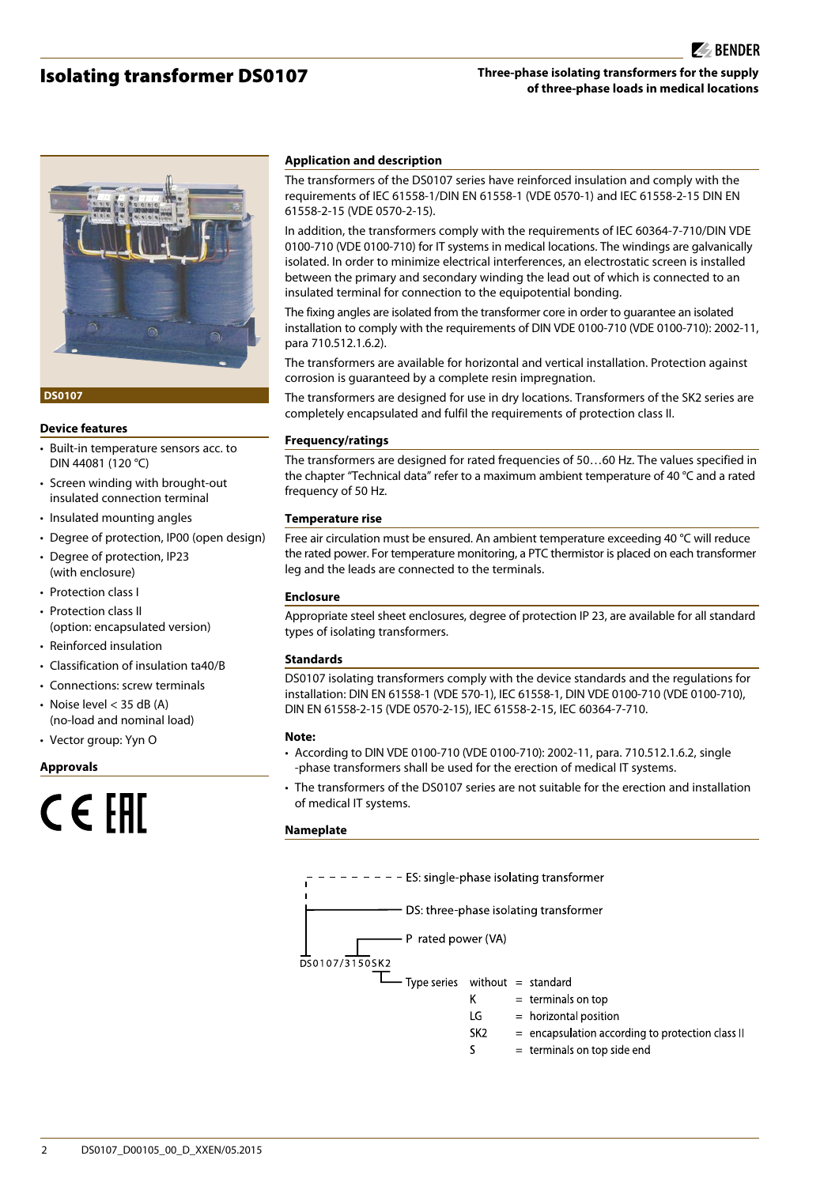# Isolating transformer DS0107

**Three-phase isolating transformers for the supply of three-phase loads in medical locations**

DS0107

## Device features

- Built-in temperature sensors acc. to DIN 44081 (120 °C)
- Screen winding with brought-out insulated connection terminal
- Insulated mounting angles
- Degree of protection, IP00 (open design)
- Degree of protection, IP23 (with enclosure)
- Protection class I
- Protection class II (option: encapsulated version)
- Reinforced insulation
- Classification of insulation ta40/B
- Connections: screw terminals
- Noise level < 35 dB (A) (no-load and nominal load)
- Vector group: Yyn O

## Approvals

CE EAC

## Application and description

The transformers of the DS0107 series have reinforced insulation and comply with the requirements of IEC 61558-1/DIN EN 61558-1 (VDE 0570-1) and IEC 61558-2-15 DIN EN 61558-2-15 (VDE 0570-2-15).

In addition, the transformers comply with the requirements of IEC 60364-7-710/DIN VDE 0100-710 (VDE 0100-710) for IT systems in medical locations. The windings are galvanically isolated. In order to minimize electrical interferences, an electrostatic screen is installed between the primary and secondary winding the lead out of which is connected to an insulated terminal for connection to the equipotential bonding.

The fixing angles are isolated from the transformer core in order to guarantee an isolated installation to comply with the requirements of DIN VDE 0100-710 (VDE 0100-710): 2002-11, para 710.512.1.6.2).

The transformers are available for horizontal and vertical installation. Protection against corrosion is guaranteed by a complete resin impregnation.

The transformers are designed for use in dry locations. Transformers of the SK2 series are completely encapsulated and fulfil the requirements of protection class II.

## Frequency/ratings

The transformers are designed for rated frequencies of 50…60 Hz. The values specified in the chapter "Technical data" refer to a maximum ambient temperature of 40 °C and a rated frequency of 50 Hz.

## Temperature rise

Free air circulation must be ensured. An ambient temperature exceeding 40 °C will reduce the rated power. For temperature monitoring, a PTC thermistor is placed on each transformer leg and the leads are connected to the terminals.

## Enclosure

Appropriate steel sheet enclosures, degree of protection IP 23, are available for all standard types of isolating transformers.

## Standards

DS0107 isolating transformers comply with the device standards and the regulations for installation: DIN EN 61558-1 (VDE 570-1), IEC 61558-1, DIN VDE 0100-710 (VDE 0100-710), DIN EN 61558-2-15 (VDE 0570-2-15), IEC 61558-2-15, IEC 60364-7-710.

**Note:**

- According to DIN VDE 0100-710 (VDE 0100-710): 2002-11, para. 710.512.1.6.2, single -phase transformers shall be used for the erection of medical IT systems.
- The transformers of the DS0107 series are not suitable for the erection and installation of medical IT systems.

## Nameplate

DS0107/3150SK2

- ES: single-phase isolating transformer
- DS: three-phase isolating transformer
- P rated power (VA)
- Type series:

| Type series | | |
|---|---|---|
| without | = | standard |
| K | = | terminals on top |
| LG | = | horizontal position |
| SK2 | = | encapsulation according to protection class II |
| S | = | terminals on top side end |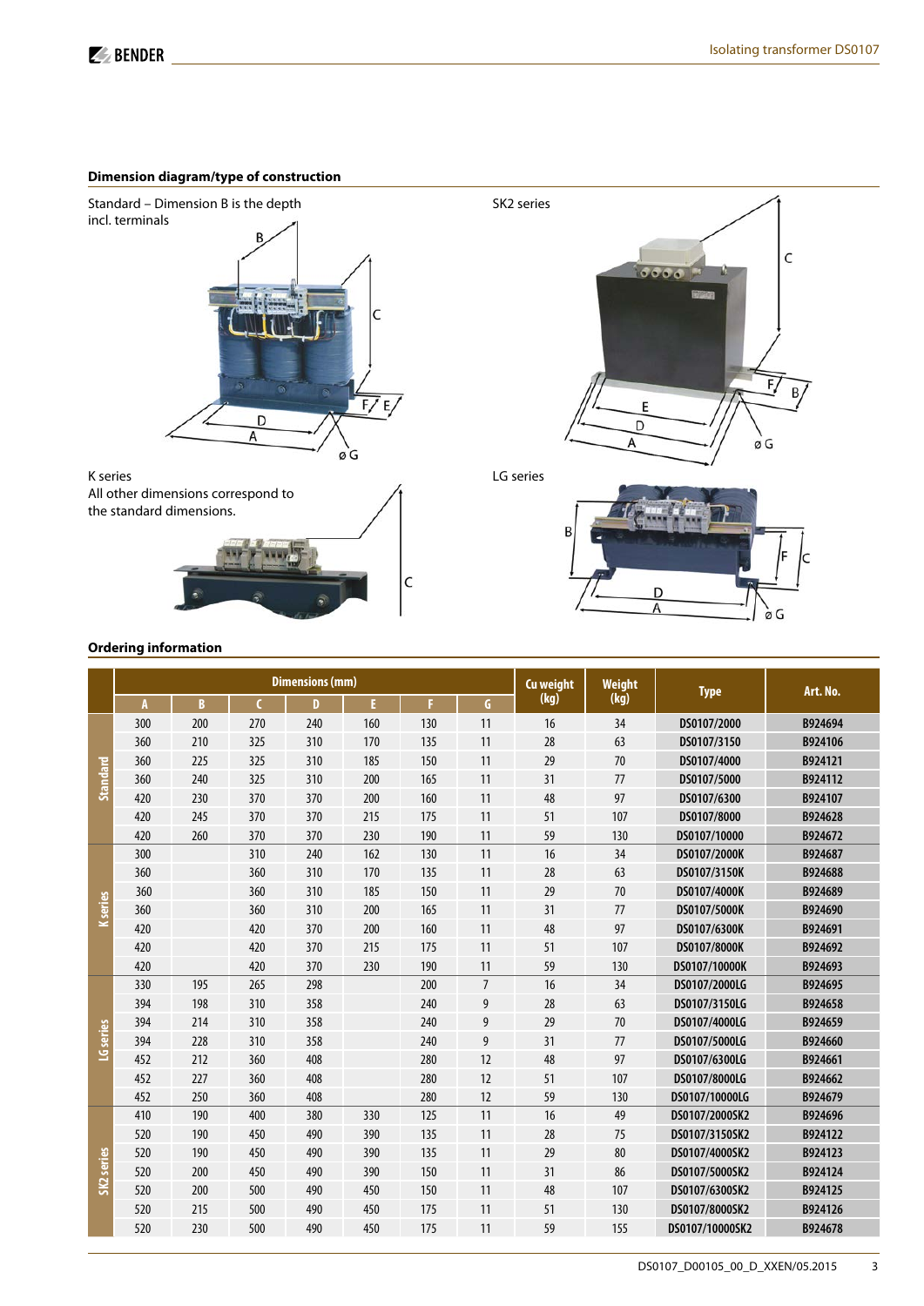## Dimension diagram/type of construction

Standard – Dimension B is the depth incl. terminals

SK2 series

K series
All other dimensions correspond to the standard dimensions.

LG series

## Ordering information

| | Dimensions (mm) | | | | | | | Cu weight (kg) | Weight (kg) | Type | Art. No. |
|---|---|---|---|---|---|---|---|---|---|---|---|
| | A | B | C | D | E | F | G | | | | |
| Standard | 300 | 200 | 270 | 240 | 160 | 130 | 11 | 16 | 34 | DS0107/2000 | B924694 |
| | 360 | 210 | 325 | 310 | 170 | 135 | 11 | 28 | 63 | DS0107/3150 | B924106 |
| | 360 | 225 | 325 | 310 | 185 | 150 | 11 | 29 | 70 | DS0107/4000 | B924121 |
| | 360 | 240 | 325 | 310 | 200 | 165 | 11 | 31 | 77 | DS0107/5000 | B924112 |
| | 420 | 230 | 370 | 370 | 200 | 160 | 11 | 48 | 97 | DS0107/6300 | B924107 |
| | 420 | 245 | 370 | 370 | 215 | 175 | 11 | 51 | 107 | DS0107/8000 | B924628 |
| | 420 | 260 | 370 | 370 | 230 | 190 | 11 | 59 | 130 | DS0107/10000 | B924672 |
| K series | 300 | | 310 | 240 | 162 | 130 | 11 | 16 | 34 | DS0107/2000K | B924687 |
| | 360 | | 360 | 310 | 170 | 135 | 11 | 28 | 63 | DS0107/3150K | B924688 |
| | 360 | | 360 | 310 | 185 | 150 | 11 | 29 | 70 | DS0107/4000K | B924689 |
| | 360 | | 360 | 310 | 200 | 165 | 11 | 31 | 77 | DS0107/5000K | B924690 |
| | 420 | | 420 | 370 | 200 | 160 | 11 | 48 | 97 | DS0107/6300K | B924691 |
| | 420 | | 420 | 370 | 215 | 175 | 11 | 51 | 107 | DS0107/8000K | B924692 |
| | 420 | | 420 | 370 | 230 | 190 | 11 | 59 | 130 | DS0107/10000K | B924693 |
| LG series | 330 | 195 | 265 | 298 | | 200 | 7 | 16 | 34 | DS0107/2000LG | B924695 |
| | 394 | 198 | 310 | 358 | | 240 | 9 | 28 | 63 | DS0107/3150LG | B924658 |
| | 394 | 214 | 310 | 358 | | 240 | 9 | 29 | 70 | DS0107/4000LG | B924659 |
| | 394 | 228 | 310 | 358 | | 240 | 9 | 31 | 77 | DS0107/5000LG | B924660 |
| | 452 | 212 | 360 | 408 | | 280 | 12 | 48 | 97 | DS0107/6300LG | B924661 |
| | 452 | 227 | 360 | 408 | | 280 | 12 | 51 | 107 | DS0107/8000LG | B924662 |
| | 452 | 250 | 360 | 408 | | 280 | 12 | 59 | 130 | DS0107/10000LG | B924679 |
| SK2 series | 410 | 190 | 400 | 380 | 330 | 125 | 11 | 16 | 49 | DS0107/2000SK2 | B924696 |
| | 520 | 190 | 450 | 490 | 390 | 135 | 11 | 28 | 75 | DS0107/3150SK2 | B924122 |
| | 520 | 190 | 450 | 490 | 390 | 135 | 11 | 29 | 80 | DS0107/4000SK2 | B924123 |
| | 520 | 200 | 450 | 490 | 390 | 150 | 11 | 31 | 86 | DS0107/5000SK2 | B924124 |
| | 520 | 200 | 500 | 490 | 450 | 150 | 11 | 48 | 107 | DS0107/6300SK2 | B924125 |
| | 520 | 215 | 500 | 490 | 450 | 175 | 11 | 51 | 130 | DS0107/8000SK2 | B924126 |
| | 520 | 230 | 500 | 490 | 450 | 175 | 11 | 59 | 155 | DS0107/10000SK2 | B924678 |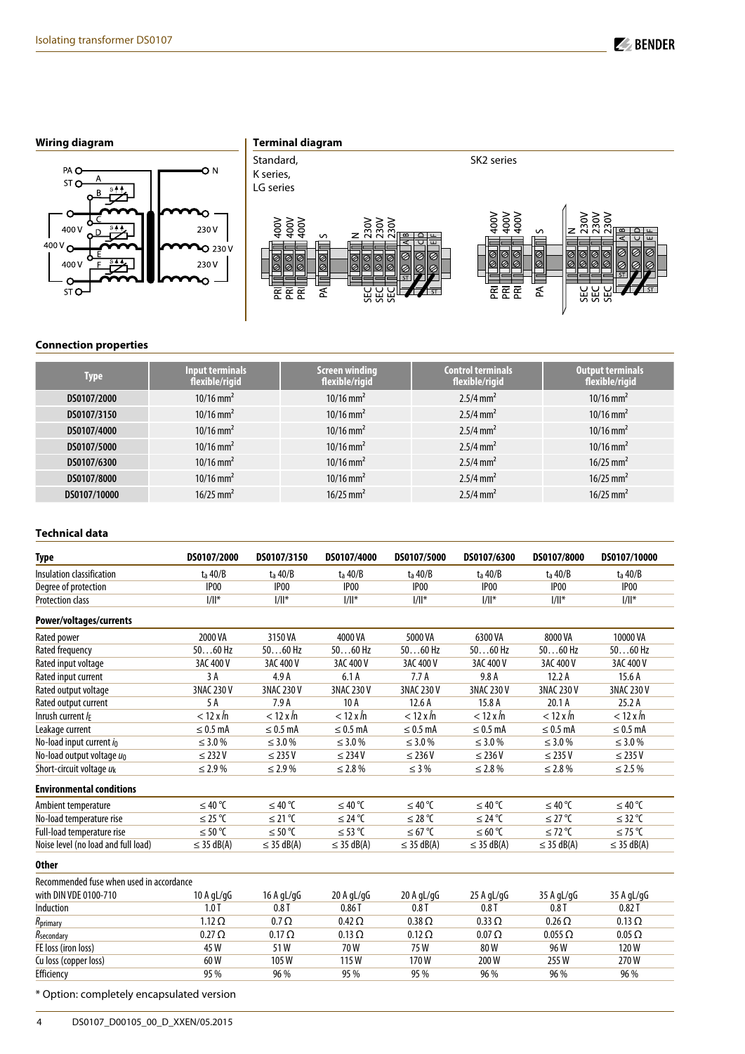## Wiring diagram

## Terminal diagram

Standard, K series, LG series

SK2 series

## Connection properties

| Type | Input terminals flexible/rigid | Screen winding flexible/rigid | Control terminals flexible/rigid | Output terminals flexible/rigid |
|---|---|---|---|---|
| DS0107/2000 | 10/16 mm² | 10/16 mm² | 2.5/4 mm² | 10/16 mm² |
| DS0107/3150 | 10/16 mm² | 10/16 mm² | 2.5/4 mm² | 10/16 mm² |
| DS0107/4000 | 10/16 mm² | 10/16 mm² | 2.5/4 mm² | 10/16 mm² |
| DS0107/5000 | 10/16 mm² | 10/16 mm² | 2.5/4 mm² | 10/16 mm² |
| DS0107/6300 | 10/16 mm² | 10/16 mm² | 2.5/4 mm² | 16/25 mm² |
| DS0107/8000 | 10/16 mm² | 10/16 mm² | 2.5/4 mm² | 16/25 mm² |
| DS0107/10000 | 16/25 mm² | 16/25 mm² | 2.5/4 mm² | 16/25 mm² |

## Technical data

| Type | DS0107/2000 | DS0107/3150 | DS0107/4000 | DS0107/5000 | DS0107/6300 | DS0107/8000 | DS0107/10000 |
|---|---|---|---|---|---|---|---|
| Insulation classification | $t_a$ 40/B | $t_a$ 40/B | $t_a$ 40/B | $t_a$ 40/B | $t_a$ 40/B | $t_a$ 40/B | $t_a$ 40/B |
| Degree of protection | IP00 | IP00 | IP00 | IP00 | IP00 | IP00 | IP00 |
| Protection class | I/II* | I/II* | I/II* | I/II* | I/II* | I/II* | I/II* |
| **Power/voltages/currents** | | | | | | | |
| Rated power | 2000 VA | 3150 VA | 4000 VA | 5000 VA | 6300 VA | 8000 VA | 10000 VA |
| Rated frequency | 50…60 Hz | 50…60 Hz | 50…60 Hz | 50…60 Hz | 50…60 Hz | 50…60 Hz | 50…60 Hz |
| Rated input voltage | 3AC 400 V | 3AC 400 V | 3AC 400 V | 3AC 400 V | 3AC 400 V | 3AC 400 V | 3AC 400 V |
| Rated input current | 3 A | 4.9 A | 6.1 A | 7.7 A | 9.8 A | 12.2 A | 15.6 A |
| Rated output voltage | 3NAC 230 V | 3NAC 230 V | 3NAC 230 V | 3NAC 230 V | 3NAC 230 V | 3NAC 230 V | 3NAC 230 V |
| Rated output current | 5 A | 7.9 A | 10 A | 12.6 A | 15.8 A | 20.1 A | 25.2 A |
| Inrush current $I_E$ | $< 12 \times I_n$ | $< 12 \times I_n$ | $< 12 \times I_n$ | $< 12 \times I_n$ | $< 12 \times I_n$ | $< 12 \times I_n$ | $< 12 \times I_n$ |
| Leakage current | ≤ 0.5 mA | ≤ 0.5 mA | ≤ 0.5 mA | ≤ 0.5 mA | ≤ 0.5 mA | ≤ 0.5 mA | ≤ 0.5 mA |
| No-load input current $i_0$ | ≤ 3.0 % | ≤ 3.0 % | ≤ 3.0 % | ≤ 3.0 % | ≤ 3.0 % | ≤ 3.0 % | ≤ 3.0 % |
| No-load output voltage $u_0$ | ≤ 232 V | ≤ 235 V | ≤ 234 V | ≤ 236 V | ≤ 236 V | ≤ 235 V | ≤ 235 V |
| Short-circuit voltage $u_k$ | ≤ 2.9 % | ≤ 2.9 % | ≤ 2.8 % | ≤ 3 % | ≤ 2.8 % | ≤ 2.8 % | ≤ 2.5 % |
| **Environmental conditions** | | | | | | | |
| Ambient temperature | ≤ 40 °C | ≤ 40 °C | ≤ 40 °C | ≤ 40 °C | ≤ 40 °C | ≤ 40 °C | ≤ 40 °C |
| No-load temperature rise | ≤ 25 °C | ≤ 21 °C | ≤ 24 °C | ≤ 28 °C | ≤ 24 °C | ≤ 27 °C | ≤ 32 °C |
| Full-load temperature rise | ≤ 50 °C | ≤ 50 °C | ≤ 53 °C | ≤ 67 °C | ≤ 60 °C | ≤ 72 °C | ≤ 75 °C |
| Noise level (no load and full load) | ≤ 35 dB(A) | ≤ 35 dB(A) | ≤ 35 dB(A) | ≤ 35 dB(A) | ≤ 35 dB(A) | ≤ 35 dB(A) | ≤ 35 dB(A) |
| **Other** | | | | | | | |
| Recommended fuse when used in accordance with DIN VDE 0100-710 | 10 A gL/gG | 16 A gL/gG | 20 A gL/gG | 20 A gL/gG | 25 A gL/gG | 35 A gL/gG | 35 A gL/gG |
| Induction | 1.0 T | 0.8 T | 0.86 T | 0.8 T | 0.8 T | 0.8 T | 0.82 T |
| $R_{primary}$ | 1.12 Ω | 0.7 Ω | 0.42 Ω | 0.38 Ω | 0.33 Ω | 0.26 Ω | 0.13 Ω |
| $R_{secondary}$ | 0.27 Ω | 0.17 Ω | 0.13 Ω | 0.12 Ω | 0.07 Ω | 0.055 Ω | 0.05 Ω |
| FE loss (iron loss) | 45 W | 51 W | 70 W | 75 W | 80 W | 96 W | 120 W |
| Cu loss (copper loss) | 60 W | 105 W | 115 W | 170 W | 200 W | 255 W | 270 W |
| Efficiency | 95 % | 96 % | 95 % | 95 % | 96 % | 96 % | 96 % |

\* Option: completely encapsulated version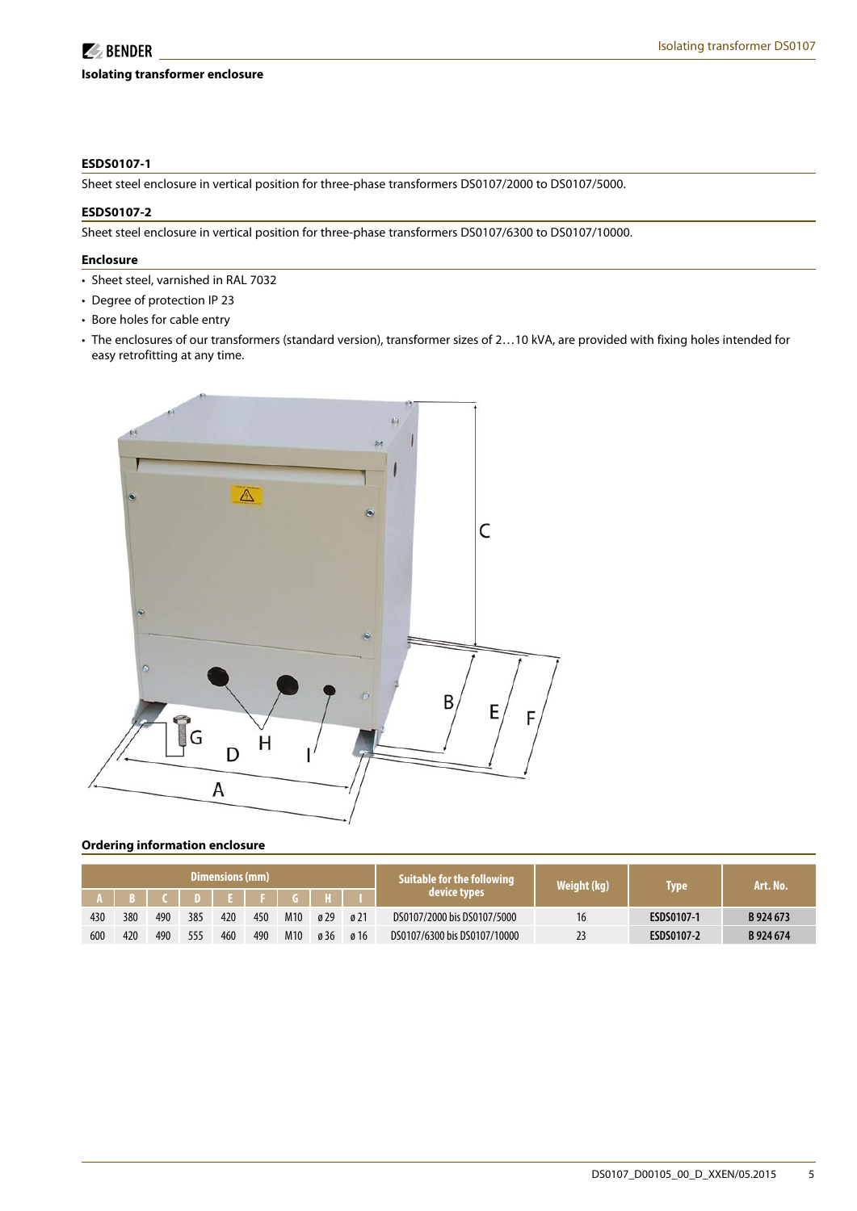## Isolating transformer enclosure

### ESDS0107-1

Sheet steel enclosure in vertical position for three-phase transformers DS0107/2000 to DS0107/5000.

### ESDS0107-2

Sheet steel enclosure in vertical position for three-phase transformers DS0107/6300 to DS0107/10000.

### Enclosure

- Sheet steel, varnished in RAL 7032
- Degree of protection IP 23
- Bore holes for cable entry
- The enclosures of our transformers (standard version), transformer sizes of 2…10 kVA, are provided with fixing holes intended for easy retrofitting at any time.

### Ordering information enclosure

| Dimensions (mm) | | | | | | | | | Suitable for the following device types | Weight (kg) | Type | Art. No. |
|---|---|---|---|---|---|---|---|---|---|---|---|---|
| A | B | C | D | E | F | G | H | I | | | | |
| 430 | 380 | 490 | 385 | 420 | 450 | M10 | ø 29 | ø 21 | DS0107/2000 bis DS0107/5000 | 16 | **ESDS0107-1** | **B 924 673** |
| 600 | 420 | 490 | 555 | 460 | 490 | M10 | ø 36 | ø 16 | DS0107/6300 bis DS0107/10000 | 23 | **ESDS0107-2** | **B 924 674** |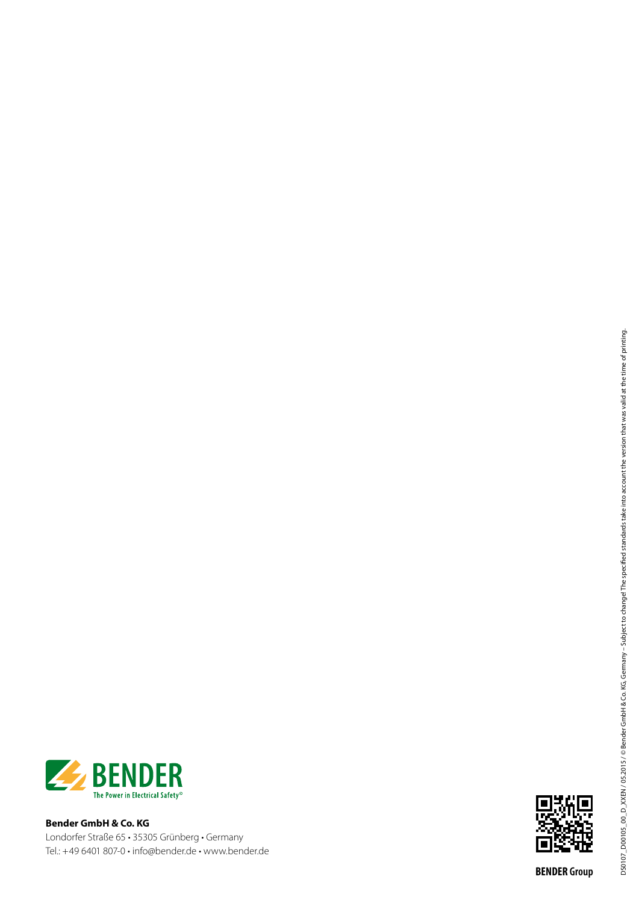BENDER

The Power in Electrical Safety®

**Bender GmbH & Co. KG**

Londorfer Straße 65 • 35305 Grünberg • Germany

Tel.: +49 6401 807-0 • info@bender.de • www.bender.de

**BENDER Group**

D50107_D00105_00_D_XXEN / 05.2015 / © Bender GmbH & Co. KG, Germany – Subject to change! The specified standards take into account the version that was valid at the time of printing.